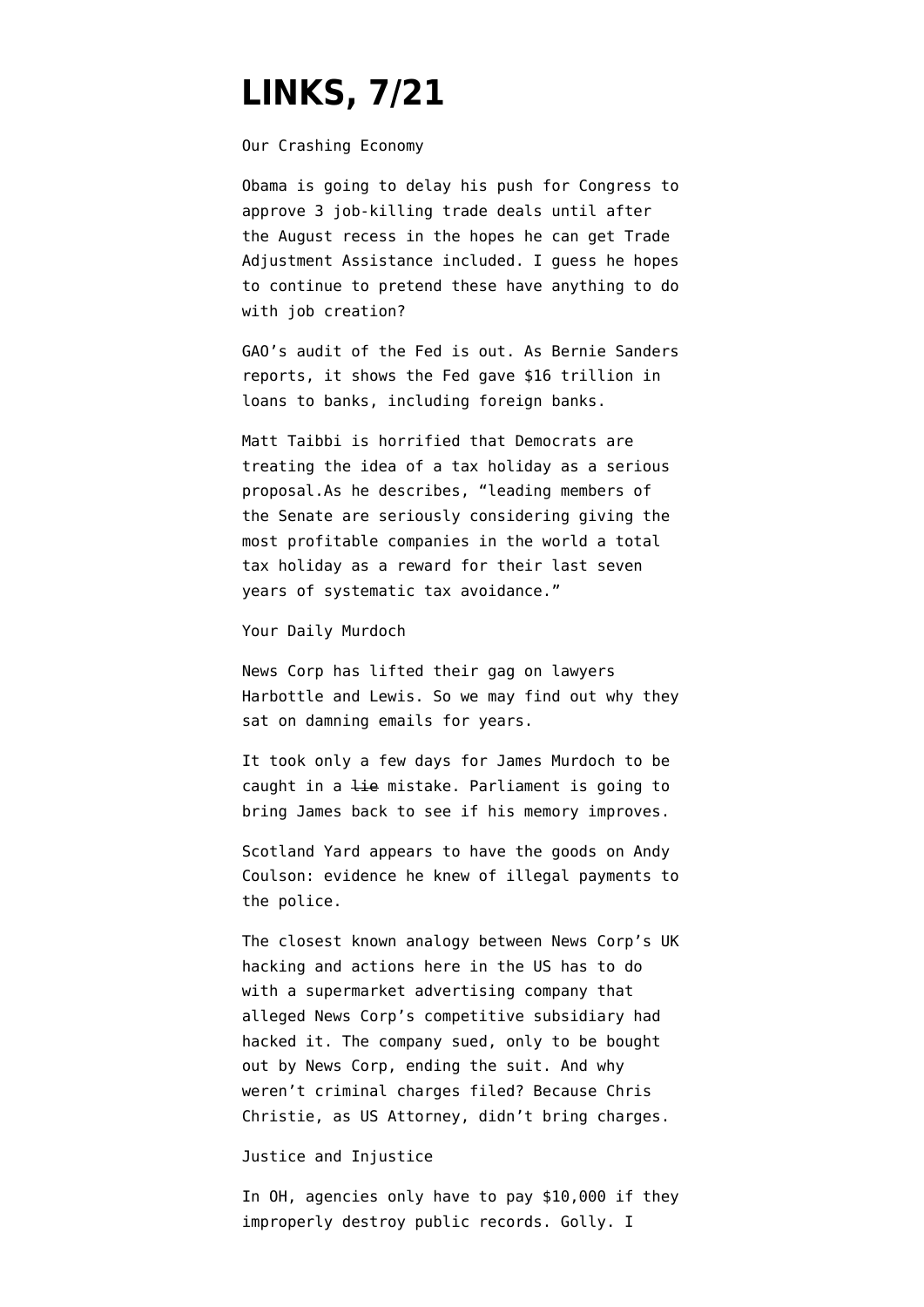# LINKS, 7/21

Our Crashing Economy

Obama is going to delay his push for Congress to approve 3 job-killing trade deals until after the August recess in the hopes he can get Trade Adjustment Assistance included. I guess he hopes to continue to pretend these have anything to do with job creation?

GAO's audit of the Fed is out. As Bernie Sanders reports, it shows the Fed gave $16 trillion in loans to banks, including foreign banks.

Matt Taibbi is horrified that Democrats are treating the idea of a tax holiday as a serious proposal.As he describes, "leading members of the Senate are seriously considering giving the most profitable companies in the world a total tax holiday as a reward for their last seven years of systematic tax avoidance."

Your Daily Murdoch

News Corp has lifted their gag on lawyers Harbottle and Lewis. So we may find out why they sat on damning emails for years.

It took only a few days for James Murdoch to be caught in a ~~lie~~ mistake. Parliament is going to bring James back to see if his memory improves.

Scotland Yard appears to have the goods on Andy Coulson: evidence he knew of illegal payments to the police.

The closest known analogy between News Corp's UK hacking and actions here in the US has to do with a supermarket advertising company that alleged News Corp's competitive subsidiary had hacked it. The company sued, only to be bought out by News Corp, ending the suit. And why weren't criminal charges filed? Because Chris Christie, as US Attorney, didn't bring charges.

Justice and Injustice

In OH, agencies only have to pay $10,000 if they improperly destroy public records. Golly. I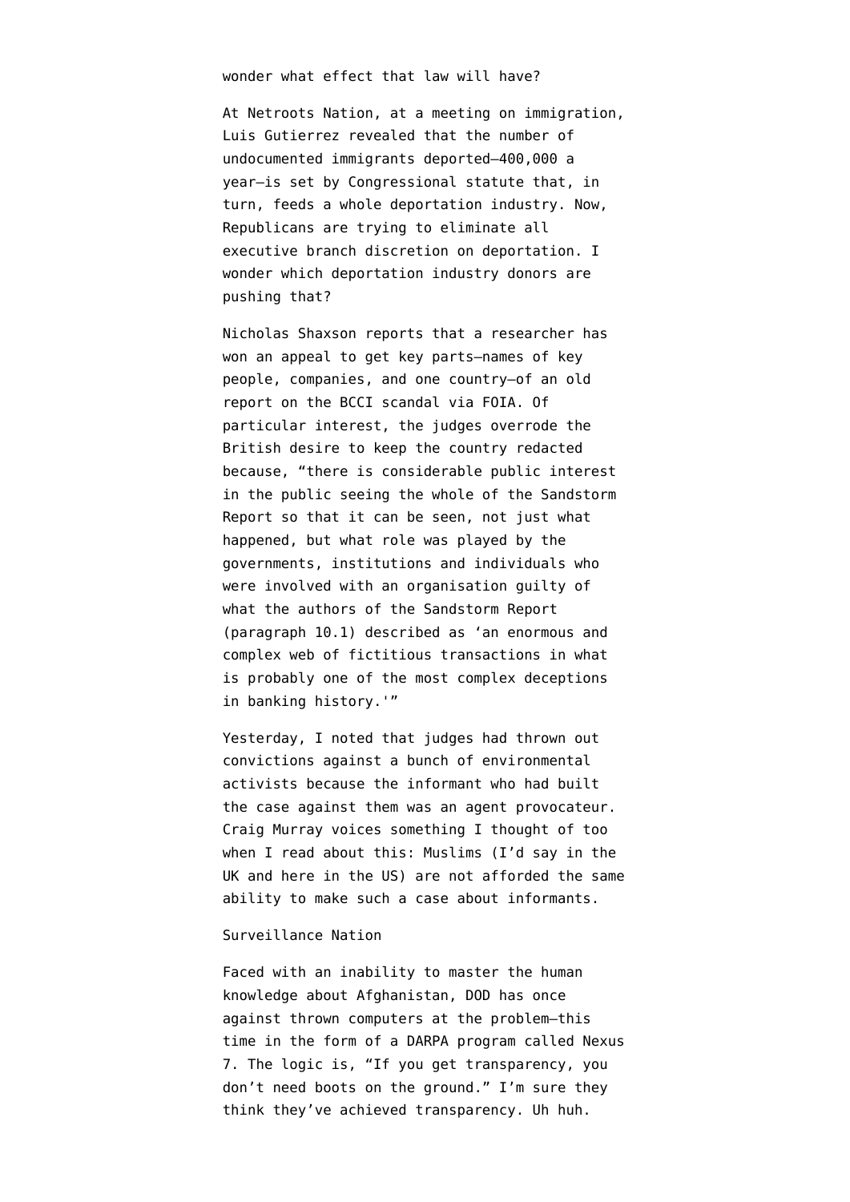wonder what effect that law will have?

At Netroots Nation, at a meeting on immigration, Luis Gutierrez revealed that the number of undocumented immigrants deported—400,000 a year—is set by Congressional statute that, in turn, feeds a whole deportation industry. Now, Republicans are trying to eliminate all executive branch discretion on deportation. I wonder which deportation industry donors are pushing that?

Nicholas Shaxson reports that a researcher has won an appeal to get key parts—names of key people, companies, and one country—of an old report on the BCCI scandal via FOIA. Of particular interest, the judges overrode the British desire to keep the country redacted because, "there is considerable public interest in the public seeing the whole of the Sandstorm Report so that it can be seen, not just what happened, but what role was played by the governments, institutions and individuals who were involved with an organisation guilty of what the authors of the Sandstorm Report (paragraph 10.1) described as 'an enormous and complex web of fictitious transactions in what is probably one of the most complex deceptions in banking history.'"

Yesterday, I noted that judges had thrown out convictions against a bunch of environmental activists because the informant who had built the case against them was an agent provocateur. Craig Murray voices something I thought of too when I read about this: Muslims (I'd say in the UK and here in the US) are not afforded the same ability to make such a case about informants.

Surveillance Nation

Faced with an inability to master the human knowledge about Afghanistan, DOD has once against thrown computers at the problem—this time in the form of a DARPA program called Nexus 7. The logic is, "If you get transparency, you don't need boots on the ground." I'm sure they think they've achieved transparency. Uh huh.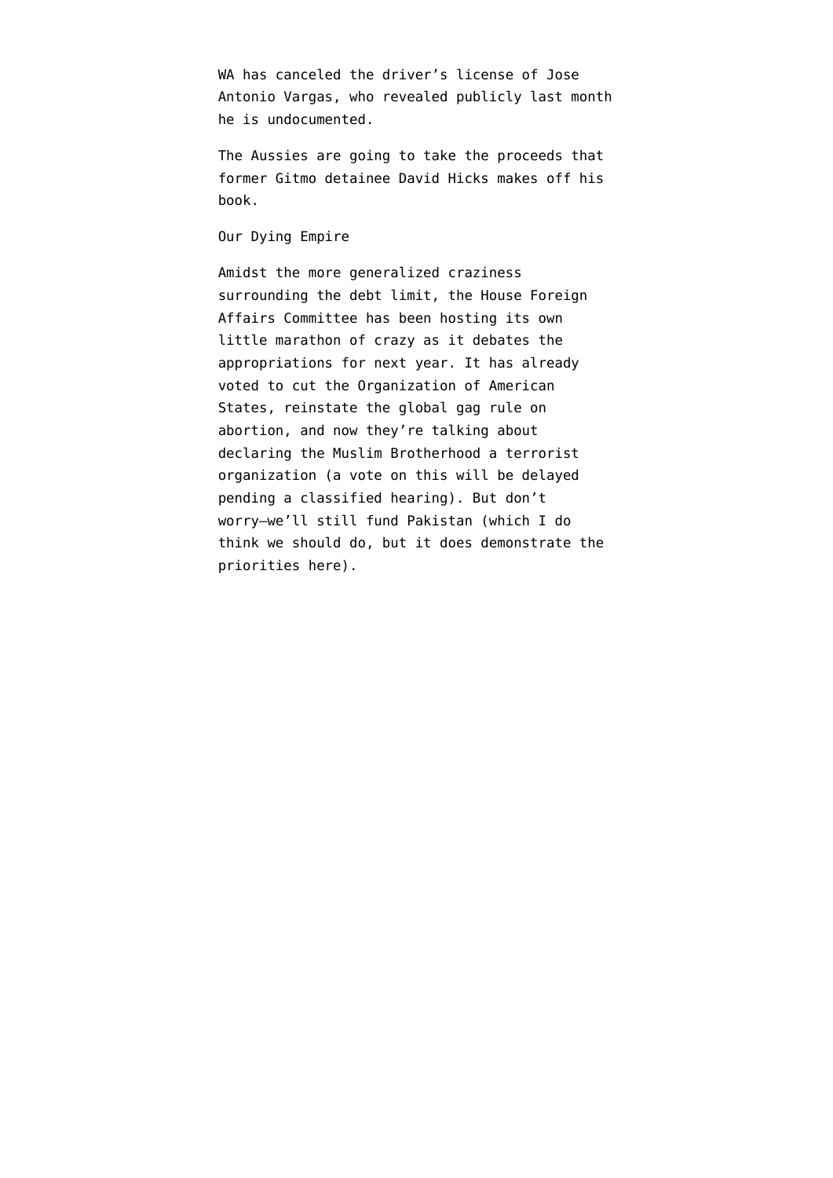WA has canceled the driver's license of Jose Antonio Vargas, who revealed publicly last month he is undocumented.

The Aussies are going to take the proceeds that former Gitmo detainee David Hicks makes off his book.

Our Dying Empire

Amidst the more generalized craziness surrounding the debt limit, the House Foreign Affairs Committee has been hosting its own little marathon of crazy as it debates the appropriations for next year. It has already voted to cut the Organization of American States, reinstate the global gag rule on abortion, and now they're talking about declaring the Muslim Brotherhood a terrorist organization (a vote on this will be delayed pending a classified hearing). But don't worry—we'll still fund Pakistan (which I do think we should do, but it does demonstrate the priorities here).